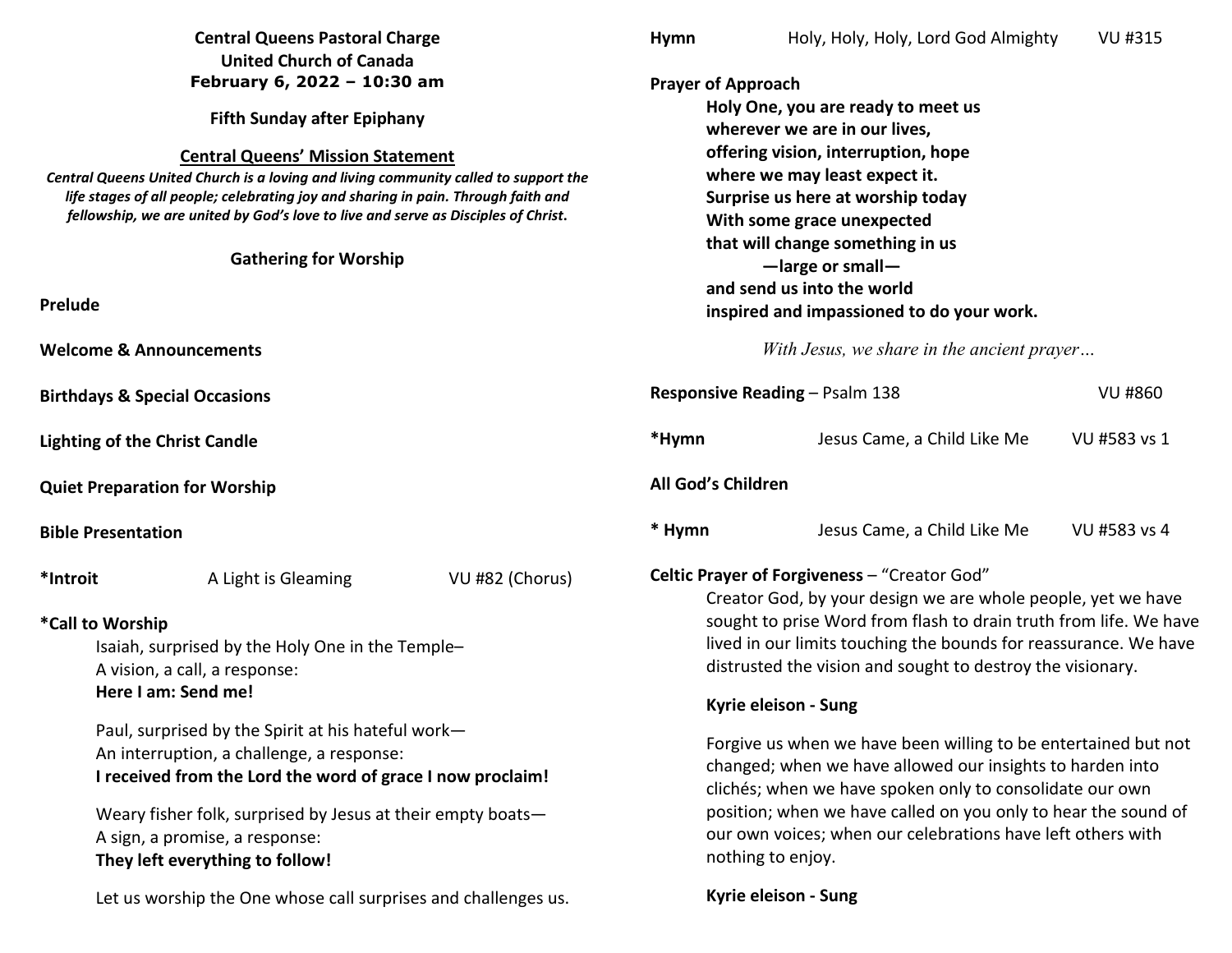**Central Queens Pastoral Charge**
**United Church of Canada**
**February 6, 2022 – 10:30 am**

**Fifth Sunday after Epiphany**

**Central Queens' Mission Statement**

***Central Queens United Church is a loving and living community called to support the life stages of all people; celebrating joy and sharing in pain. Through faith and fellowship, we are united by God's love to live and serve as Disciples of Christ.***

## Gathering for Worship

**Prelude**

**Welcome & Announcements**

**Birthdays & Special Occasions**

**Lighting of the Christ Candle**

**Quiet Preparation for Worship**

**Bible Presentation**

**\*Introit** A Light is Gleaming VU #82 (Chorus)

**\*Call to Worship**

Isaiah, surprised by the Holy One in the Temple–
A vision, a call, a response:
**Here I am: Send me!**

Paul, surprised by the Spirit at his hateful work—
An interruption, a challenge, a response:
**I received from the Lord the word of grace I now proclaim!**

Weary fisher folk, surprised by Jesus at their empty boats—
A sign, a promise, a response:
**They left everything to follow!**

Let us worship the One whose call surprises and challenges us.

**Hymn** Holy, Holy, Holy, Lord God Almighty VU #315

**Prayer of Approach**

**Holy One, you are ready to meet us**
**wherever we are in our lives,**
**offering vision, interruption, hope**
**where we may least expect it.**
**Surprise us here at worship today**
**With some grace unexpected**
**that will change something in us**
**—large or small—**
**and send us into the world**
**inspired and impassioned to do your work.**

*With Jesus, we share in the ancient prayer…*

**Responsive Reading** – Psalm 138 VU #860

**\*Hymn** Jesus Came, a Child Like Me VU #583 vs 1

**All God's Children**

**\* Hymn** Jesus Came, a Child Like Me VU #583 vs 4

**Celtic Prayer of Forgiveness** – "Creator God"

Creator God, by your design we are whole people, yet we have sought to prise Word from flash to drain truth from life. We have lived in our limits touching the bounds for reassurance. We have distrusted the vision and sought to destroy the visionary.

**Kyrie eleison - Sung**

Forgive us when we have been willing to be entertained but not changed; when we have allowed our insights to harden into clichés; when we have spoken only to consolidate our own position; when we have called on you only to hear the sound of our own voices; when our celebrations have left others with nothing to enjoy.

**Kyrie eleison - Sung**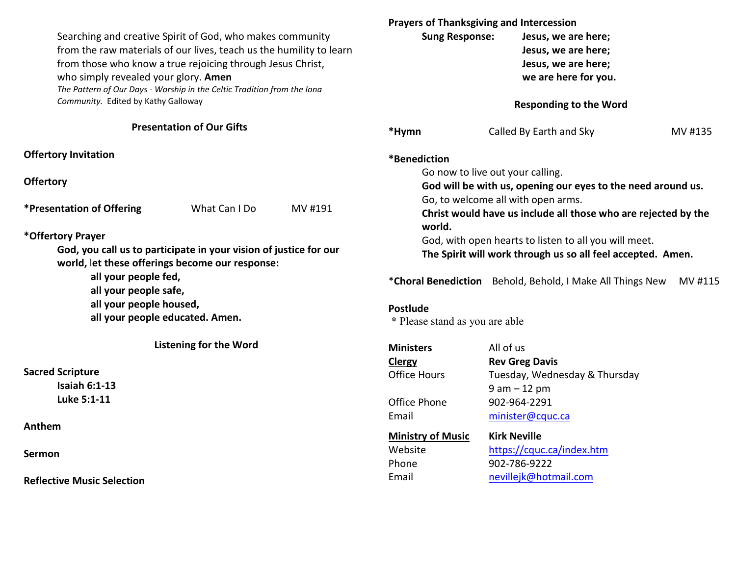Searching and creative Spirit of God, who makes community from the raw materials of our lives, teach us the humility to learn from those who know a true rejoicing through Jesus Christ, who simply revealed your glory. **Amen**

*The Pattern of Our Days - Worship in the Celtic Tradition from the Iona Community.* Edited by Kathy Galloway

### Presentation of Our Gifts

**Offertory Invitation**

**Offertory**

**\*Presentation of Offering** What Can I Do MV #191

**\*Offertory Prayer**

**God, you call us to participate in your vision of justice for our world, let these offerings become our response:**
**all your people fed,**
**all your people safe,**
**all your people housed,**
**all your people educated. Amen.**

### Listening for the Word

**Sacred Scripture**
**Isaiah 6:1-13**
**Luke 5:1-11**

**Anthem**

**Sermon**

**Reflective Music Selection**

**Prayers of Thanksgiving and Intercession**

**Sung Response:** **Jesus, we are here;**
**Jesus, we are here;**
**Jesus, we are here;**
**we are here for you.**

### Responding to the Word

**\*Hymn** Called By Earth and Sky MV #135

**\*Benediction**

Go now to live out your calling.
**God will be with us, opening our eyes to the need around us.**
Go, to welcome all with open arms.
**Christ would have us include all those who are rejected by the world.**
God, with open hearts to listen to all you will meet.
**The Spirit will work through us so all feel accepted. Amen.**

\***Choral Benediction** Behold, Behold, I Make All Things New MV #115

**Postlude**

\* Please stand as you are able

| | |
|---|---|
| **Ministers** | All of us |
| **Clergy** | **Rev Greg Davis** |
| Office Hours | Tuesday, Wednesday & Thursday 9 am – 12 pm |
| Office Phone | 902-964-2291 |
| Email | minister@cquc.ca |
| **Ministry of Music** | **Kirk Neville** |
| Website | https://cquc.ca/index.htm |
| Phone | 902-786-9222 |
| Email | nevillejk@hotmail.com |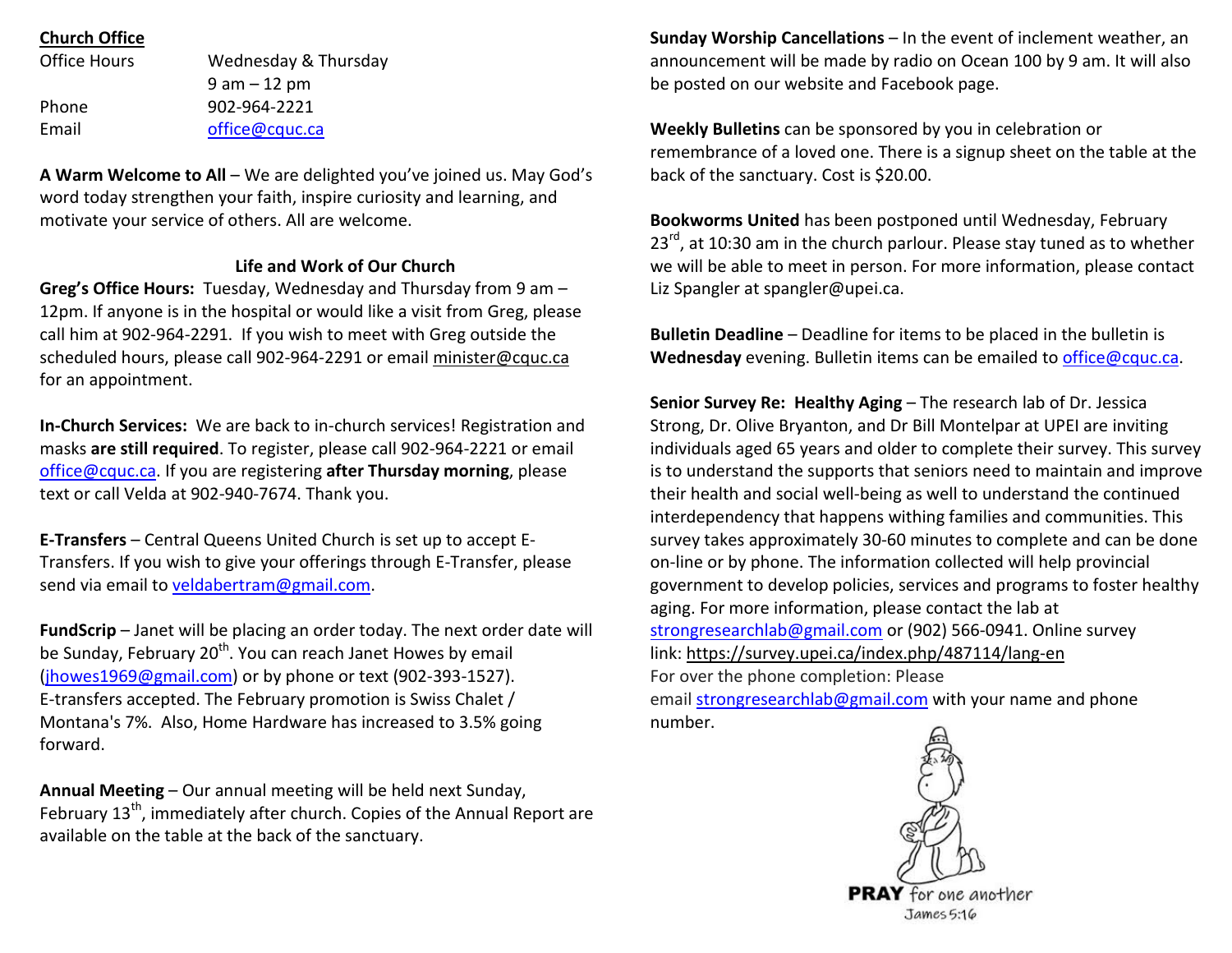**Church Office**

| | |
|---|---|
| Office Hours | Wednesday & Thursday |
| | 9 am – 12 pm |
| Phone | 902-964-2221 |
| Email | office@cquc.ca |

**A Warm Welcome to All** – We are delighted you've joined us. May God's word today strengthen your faith, inspire curiosity and learning, and motivate your service of others. All are welcome.

## Life and Work of Our Church

**Greg's Office Hours:** Tuesday, Wednesday and Thursday from 9 am – 12pm. If anyone is in the hospital or would like a visit from Greg, please call him at 902-964-2291. If you wish to meet with Greg outside the scheduled hours, please call 902-964-2291 or email minister@cquc.ca for an appointment.

**In-Church Services:** We are back to in-church services! Registration and masks **are still required**. To register, please call 902-964-2221 or email office@cquc.ca. If you are registering **after Thursday morning**, please text or call Velda at 902-940-7674. Thank you.

**E-Transfers** – Central Queens United Church is set up to accept E-Transfers. If you wish to give your offerings through E-Transfer, please send via email to veldabertram@gmail.com.

**FundScrip** – Janet will be placing an order today. The next order date will be Sunday, February 20th. You can reach Janet Howes by email (jhowes1969@gmail.com) or by phone or text (902-393-1527). E-transfers accepted. The February promotion is Swiss Chalet / Montana's 7%. Also, Home Hardware has increased to 3.5% going forward.

**Annual Meeting** – Our annual meeting will be held next Sunday, February 13th, immediately after church. Copies of the Annual Report are available on the table at the back of the sanctuary.

**Sunday Worship Cancellations** – In the event of inclement weather, an announcement will be made by radio on Ocean 100 by 9 am. It will also be posted on our website and Facebook page.

**Weekly Bulletins** can be sponsored by you in celebration or remembrance of a loved one. There is a signup sheet on the table at the back of the sanctuary. Cost is $20.00.

**Bookworms United** has been postponed until Wednesday, February 23rd, at 10:30 am in the church parlour. Please stay tuned as to whether we will be able to meet in person. For more information, please contact Liz Spangler at spangler@upei.ca.

**Bulletin Deadline** – Deadline for items to be placed in the bulletin is **Wednesday** evening. Bulletin items can be emailed to office@cquc.ca.

**Senior Survey Re: Healthy Aging** – The research lab of Dr. Jessica Strong, Dr. Olive Bryanton, and Dr Bill Montelpar at UPEI are inviting individuals aged 65 years and older to complete their survey. This survey is to understand the supports that seniors need to maintain and improve their health and social well-being as well to understand the continued interdependency that happens withing families and communities. This survey takes approximately 30-60 minutes to complete and can be done on-line or by phone. The information collected will help provincial government to develop policies, services and programs to foster healthy aging. For more information, please contact the lab at strongresearchlab@gmail.com or (902) 566-0941. Online survey link: https://survey.upei.ca/index.php/487114/lang-en
For over the phone completion: Please email strongresearchlab@gmail.com with your name and phone number.

**PRAY** for one another
James 5:16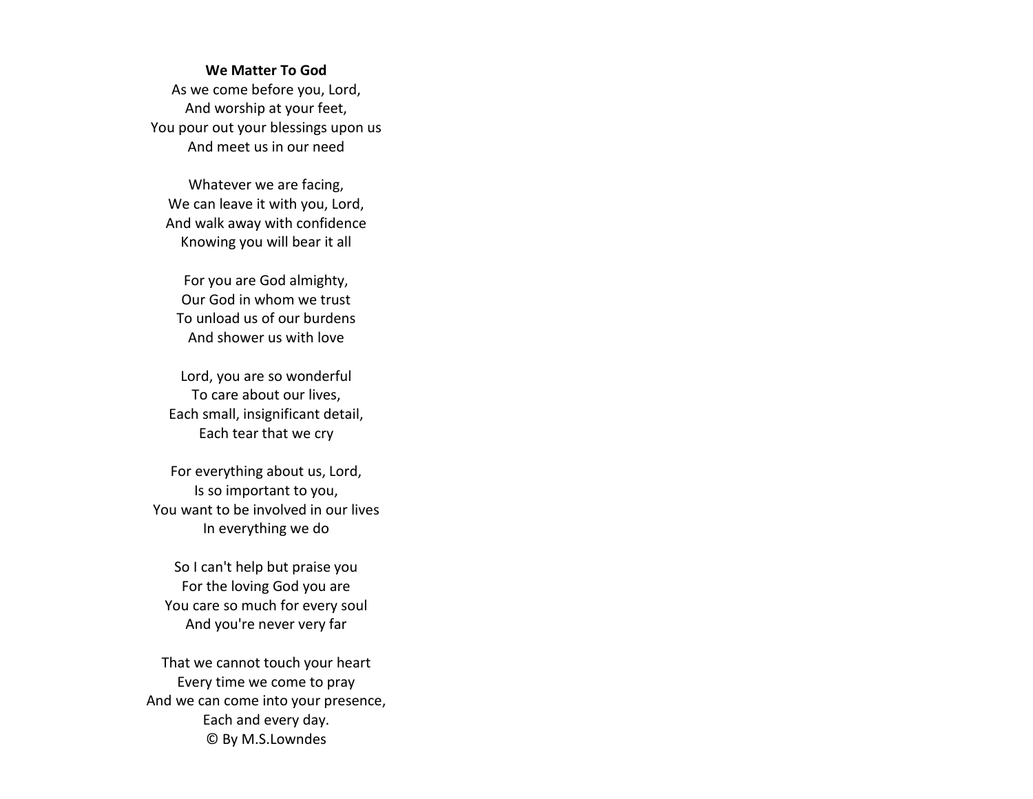**We Matter To God**

As we come before you, Lord,  
And worship at your feet,  
You pour out your blessings upon us  
And meet us in our need

Whatever we are facing,  
We can leave it with you, Lord,  
And walk away with confidence  
Knowing you will bear it all

For you are God almighty,  
Our God in whom we trust  
To unload us of our burdens  
And shower us with love

Lord, you are so wonderful  
To care about our lives,  
Each small, insignificant detail,  
Each tear that we cry

For everything about us, Lord,  
Is so important to you,  
You want to be involved in our lives  
In everything we do

So I can't help but praise you  
For the loving God you are  
You care so much for every soul  
And you're never very far

That we cannot touch your heart  
Every time we come to pray  
And we can come into your presence,  
Each and every day.  
© By M.S.Lowndes